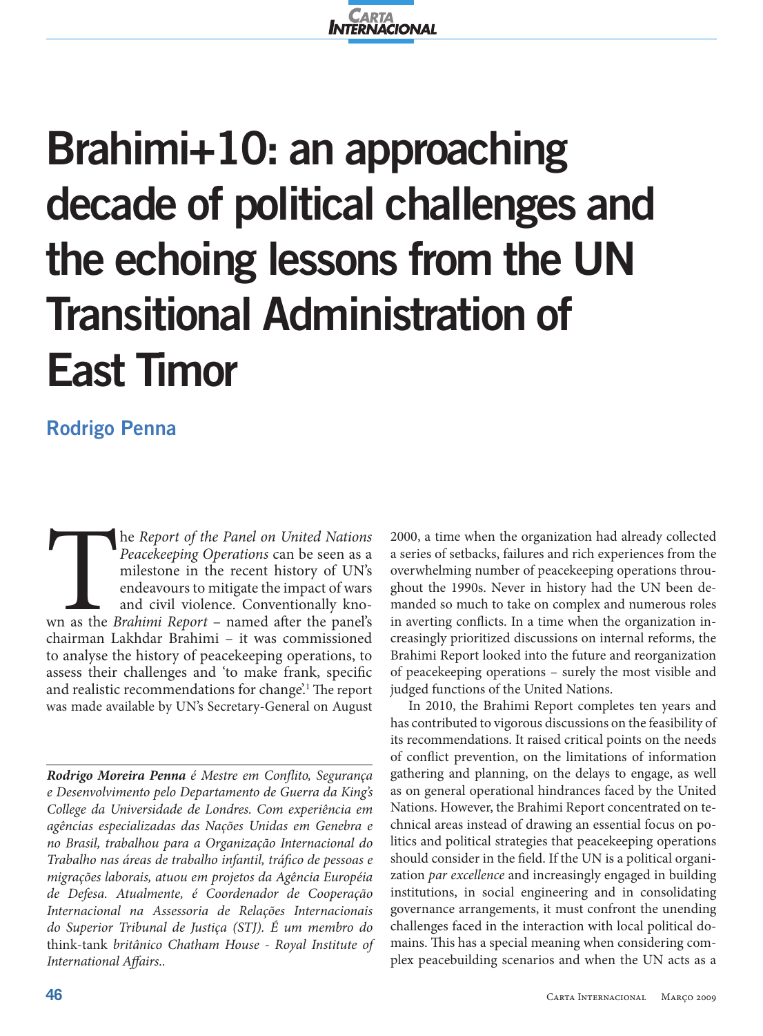# Brahimi+10: an approaching decade of political challenges and the echoing lessons from the UN Transitional Administration of East Timor

**Rodrigo Penna**

The *Report of the Panel on United Nations Peacekeeping Operations* can be seen as a milestone in the recent history of UN's endeavours to mitigate the impact of wars and civil violence. Conventionally known as the *Brahimi Report* – named after the panel's chairman Lakhdar Brahimi – it was commissioned to analyse the history of peacekeeping operations, to assess their challenges and 'to make frank, specific and realistic recommendations for change'.[1] The report was made available by UN's Secretary-General on August 2000, a time when the organization had already collected a series of setbacks, failures and rich experiences from the overwhelming number of peacekeeping operations throughout the 1990s. Never in history had the UN been demanded so much to take on complex and numerous roles in averting conflicts. In a time when the organization increasingly prioritized discussions on internal reforms, the Brahimi Report looked into the future and reorganization of peacekeeping operations – surely the most visible and judged functions of the United Nations.

In 2010, the Brahimi Report completes ten years and has contributed to vigorous discussions on the feasibility of its recommendations. It raised critical points on the needs of conflict prevention, on the limitations of information gathering and planning, on the delays to engage, as well as on general operational hindrances faced by the United Nations. However, the Brahimi Report concentrated on technical areas instead of drawing an essential focus on politics and political strategies that peacekeeping operations should consider in the field. If the UN is a political organization *par excellence* and increasingly engaged in building institutions, in social engineering and in consolidating governance arrangements, it must confront the unending challenges faced in the interaction with local political domains. This has a special meaning when considering complex peacebuilding scenarios and when the UN acts as a

---

***Rodrigo Moreira Penna** é Mestre em Conflito, Segurança e Desenvolvimento pelo Departamento de Guerra da King's College da Universidade de Londres. Com experiência em agências especializadas das Nações Unidas em Genebra e no Brasil, trabalhou para a Organização Internacional do Trabalho nas áreas de trabalho infantil, tráfico de pessoas e migrações laborais, atuou em projetos da Agência Européia de Defesa. Atualmente, é Coordenador de Cooperação Internacional na Assessoria de Relações Internacionais do Superior Tribunal de Justiça (STJ). É um membro do* think-tank *britânico Chatham House - Royal Institute of International Affairs..*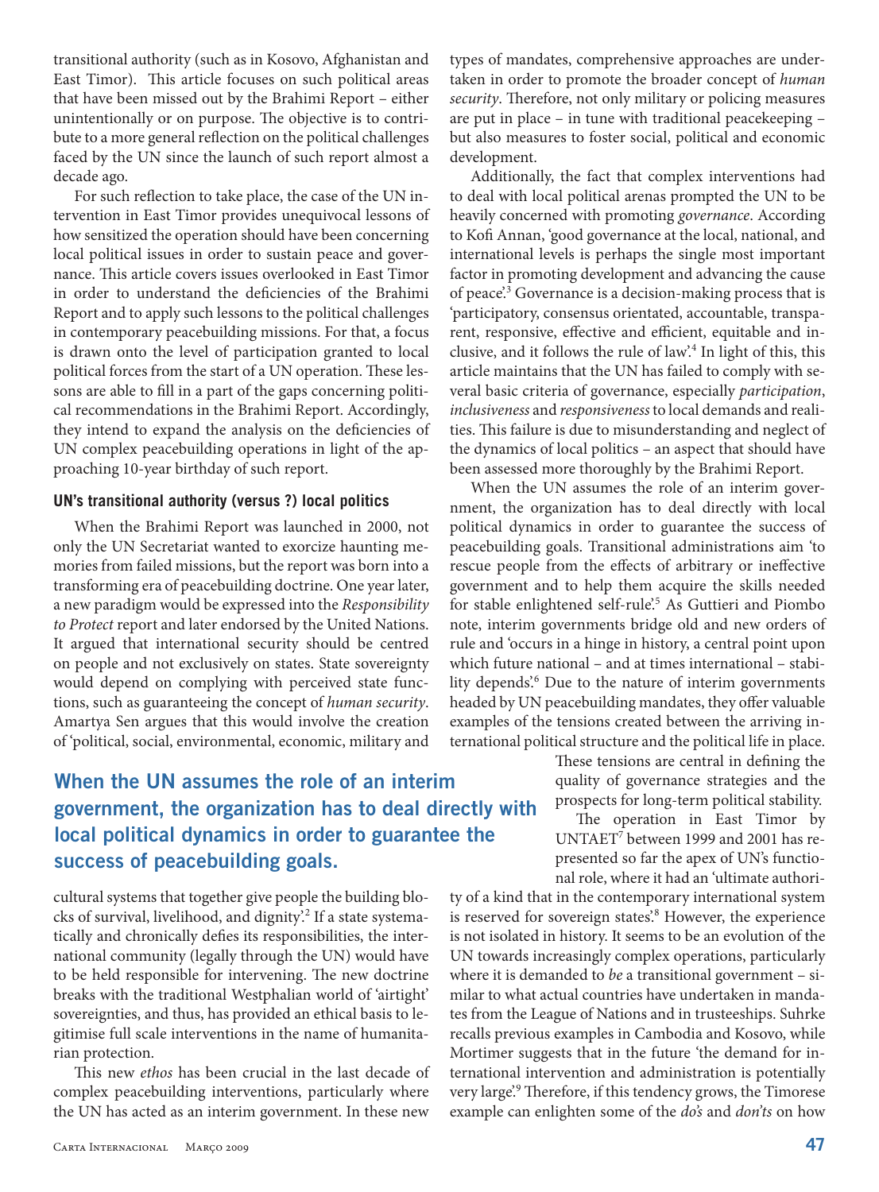transitional authority (such as in Kosovo, Afghanistan and East Timor). This article focuses on such political areas that have been missed out by the Brahimi Report – either unintentionally or on purpose. The objective is to contribute to a more general reflection on the political challenges faced by the UN since the launch of such report almost a decade ago.

For such reflection to take place, the case of the UN intervention in East Timor provides unequivocal lessons of how sensitized the operation should have been concerning local political issues in order to sustain peace and governance. This article covers issues overlooked in East Timor in order to understand the deficiencies of the Brahimi Report and to apply such lessons to the political challenges in contemporary peacebuilding missions. For that, a focus is drawn onto the level of participation granted to local political forces from the start of a UN operation. These lessons are able to fill in a part of the gaps concerning political recommendations in the Brahimi Report. Accordingly, they intend to expand the analysis on the deficiencies of UN complex peacebuilding operations in light of the approaching 10-year birthday of such report.

## UN's transitional authority (versus ?) local politics

When the Brahimi Report was launched in 2000, not only the UN Secretariat wanted to exorcize haunting memories from failed missions, but the report was born into a transforming era of peacebuilding doctrine. One year later, a new paradigm would be expressed into the *Responsibility to Protect* report and later endorsed by the United Nations. It argued that international security should be centred on people and not exclusively on states. State sovereignty would depend on complying with perceived state functions, such as guaranteeing the concept of *human security*. Amartya Sen argues that this would involve the creation of 'political, social, environmental, economic, military and cultural systems that together give people the building blocks of survival, livelihood, and dignity'.[2] If a state systematically and chronically defies its responsibilities, the international community (legally through the UN) would have to be held responsible for intervening. The new doctrine breaks with the traditional Westphalian world of 'airtight' sovereignties, and thus, has provided an ethical basis to legitimise full scale interventions in the name of humanitarian protection.

This new *ethos* has been crucial in the last decade of complex peacebuilding interventions, particularly where the UN has acted as an interim government. In these new types of mandates, comprehensive approaches are undertaken in order to promote the broader concept of *human security*. Therefore, not only military or policing measures are put in place – in tune with traditional peacekeeping – but also measures to foster social, political and economic development.

Additionally, the fact that complex interventions had to deal with local political arenas prompted the UN to be heavily concerned with promoting *governance*. According to Kofi Annan, 'good governance at the local, national, and international levels is perhaps the single most important factor in promoting development and advancing the cause of peace'.[3] Governance is a decision-making process that is 'participatory, consensus orientated, accountable, transparent, responsive, effective and efficient, equitable and inclusive, and it follows the rule of law'.[4] In light of this, this article maintains that the UN has failed to comply with several basic criteria of governance, especially *participation*, *inclusiveness* and *responsiveness* to local demands and realities. This failure is due to misunderstanding and neglect of the dynamics of local politics – an aspect that should have been assessed more thoroughly by the Brahimi Report.

When the UN assumes the role of an interim government, the organization has to deal directly with local political dynamics in order to guarantee the success of peacebuilding goals. Transitional administrations aim 'to rescue people from the effects of arbitrary or ineffective government and to help them acquire the skills needed for stable enlightened self-rule'.[5] As Guttieri and Piombo note, interim governments bridge old and new orders of rule and 'occurs in a hinge in history, a central point upon which future national – and at times international – stability depends'.[6] Due to the nature of interim governments headed by UN peacebuilding mandates, they offer valuable examples of the tensions created between the arriving international political structure and the political life in place.

**When the UN assumes the role of an interim government, the organization has to deal directly with local political dynamics in order to guarantee the success of peacebuilding goals.**

These tensions are central in defining the quality of governance strategies and the prospects for long-term political stability.

The operation in East Timor by UNTAET[7] between 1999 and 2001 has represented so far the apex of UN's functional role, where it had an 'ultimate authority of a kind that in the contemporary international system is reserved for sovereign states'.[8] However, the experience is not isolated in history. It seems to be an evolution of the UN towards increasingly complex operations, particularly where it is demanded to *be* a transitional government – similar to what actual countries have undertaken in mandates from the League of Nations and in trusteeships. Suhrke recalls previous examples in Cambodia and Kosovo, while Mortimer suggests that in the future 'the demand for international intervention and administration is potentially very large'.[9] Therefore, if this tendency grows, the Timorese example can enlighten some of the *do's* and *don'ts* on how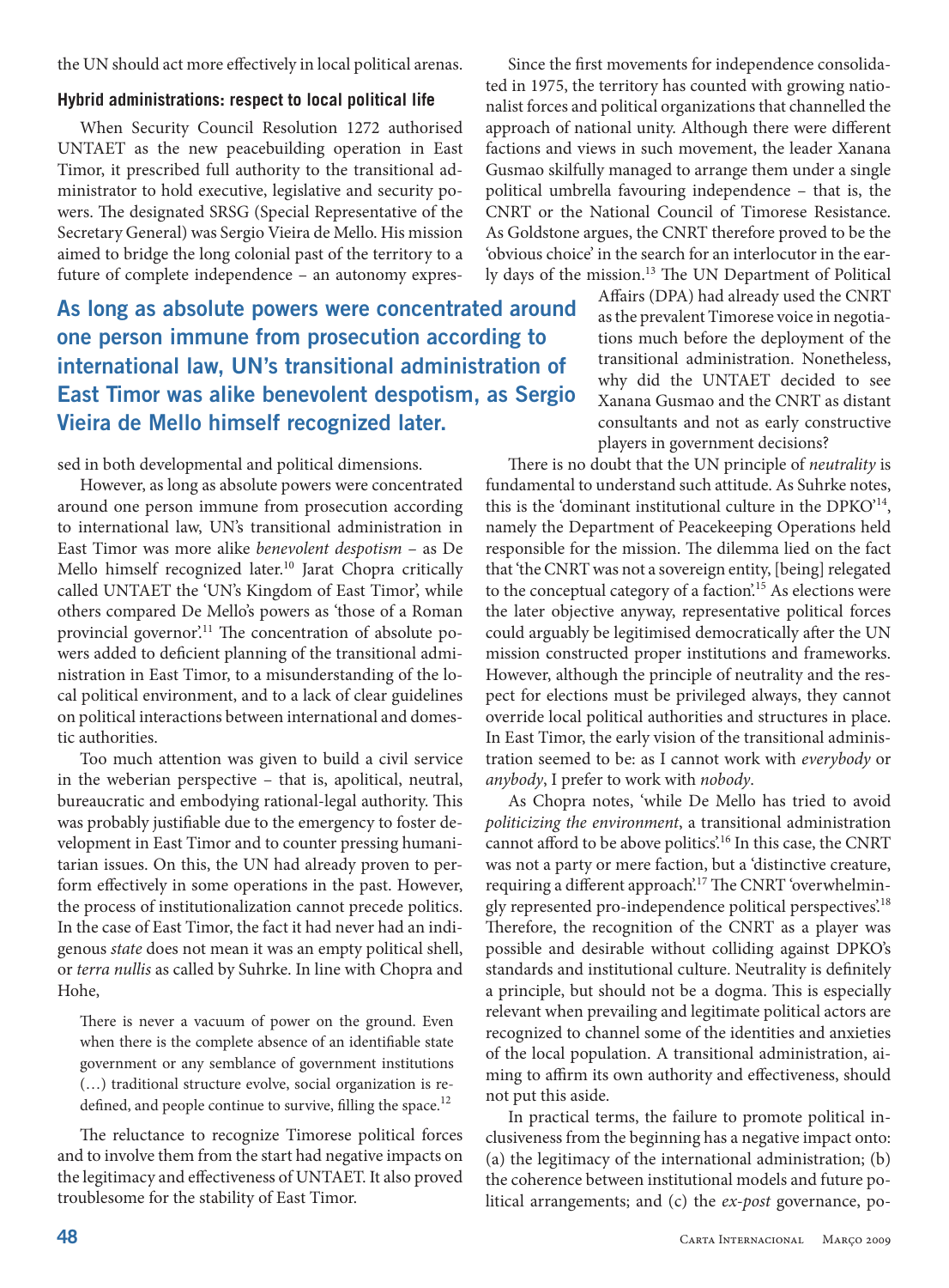the UN should act more effectively in local political arenas.

#### Hybrid administrations: respect to local political life

When Security Council Resolution 1272 authorised UNTAET as the new peacebuilding operation in East Timor, it prescribed full authority to the transitional administrator to hold executive, legislative and security powers. The designated SRSG (Special Representative of the Secretary General) was Sergio Vieira de Mello. His mission aimed to bridge the long colonial past of the territory to a future of complete independence – an autonomy expressed in both developmental and political dimensions.

**As long as absolute powers were concentrated around one person immune from prosecution according to international law, UN's transitional administration of East Timor was alike benevolent despotism, as Sergio Vieira de Mello himself recognized later.**

However, as long as absolute powers were concentrated around one person immune from prosecution according to international law, UN's transitional administration in East Timor was more alike *benevolent despotism* – as De Mello himself recognized later.[10] Jarat Chopra critically called UNTAET the 'UN's Kingdom of East Timor', while others compared De Mello's powers as 'those of a Roman provincial governor'.[11] The concentration of absolute powers added to deficient planning of the transitional administration in East Timor, to a misunderstanding of the local political environment, and to a lack of clear guidelines on political interactions between international and domestic authorities.

Too much attention was given to build a civil service in the weberian perspective – that is, apolitical, neutral, bureaucratic and embodying rational-legal authority. This was probably justifiable due to the emergency to foster development in East Timor and to counter pressing humanitarian issues. On this, the UN had already proven to perform effectively in some operations in the past. However, the process of institutionalization cannot precede politics. In the case of East Timor, the fact it had never had an indigenous *state* does not mean it was an empty political shell, or *terra nullis* as called by Suhrke. In line with Chopra and Hohe,

> There is never a vacuum of power on the ground. Even when there is the complete absence of an identifiable state government or any semblance of government institutions (…) traditional structure evolve, social organization is redefined, and people continue to survive, filling the space.[12]

The reluctance to recognize Timorese political forces and to involve them from the start had negative impacts on the legitimacy and effectiveness of UNTAET. It also proved troublesome for the stability of East Timor.

Since the first movements for independence consolidated in 1975, the territory has counted with growing nationalist forces and political organizations that channelled the approach of national unity. Although there were different factions and views in such movement, the leader Xanana Gusmao skilfully managed to arrange them under a single political umbrella favouring independence – that is, the CNRT or the National Council of Timorese Resistance. As Goldstone argues, the CNRT therefore proved to be the 'obvious choice' in the search for an interlocutor in the early days of the mission.[13] The UN Department of Political Affairs (DPA) had already used the CNRT as the prevalent Timorese voice in negotiations much before the deployment of the transitional administration. Nonetheless, why did the UNTAET decided to see Xanana Gusmao and the CNRT as distant consultants and not as early constructive players in government decisions?

There is no doubt that the UN principle of *neutrality* is fundamental to understand such attitude. As Suhrke notes, this is the 'dominant institutional culture in the DPKO'[14], namely the Department of Peacekeeping Operations held responsible for the mission. The dilemma lied on the fact that 'the CNRT was not a sovereign entity, [being] relegated to the conceptual category of a faction'.[15] As elections were the later objective anyway, representative political forces could arguably be legitimised democratically after the UN mission constructed proper institutions and frameworks. However, although the principle of neutrality and the respect for elections must be privileged always, they cannot override local political authorities and structures in place. In East Timor, the early vision of the transitional administration seemed to be: as I cannot work with *everybody* or *anybody*, I prefer to work with *nobody*.

As Chopra notes, 'while De Mello has tried to avoid *politicizing the environment*, a transitional administration cannot afford to be above politics'.[16] In this case, the CNRT was not a party or mere faction, but a 'distinctive creature, requiring a different approach'.[17] The CNRT 'overwhelmingly represented pro-independence political perspectives'.[18] Therefore, the recognition of the CNRT as a player was possible and desirable without colliding against DPKO's standards and institutional culture. Neutrality is definitely a principle, but should not be a dogma. This is especially relevant when prevailing and legitimate political actors are recognized to channel some of the identities and anxieties of the local population. A transitional administration, aiming to affirm its own authority and effectiveness, should not put this aside.

In practical terms, the failure to promote political inclusiveness from the beginning has a negative impact onto: (a) the legitimacy of the international administration; (b) the coherence between institutional models and future political arrangements; and (c) the *ex-post* governance, po-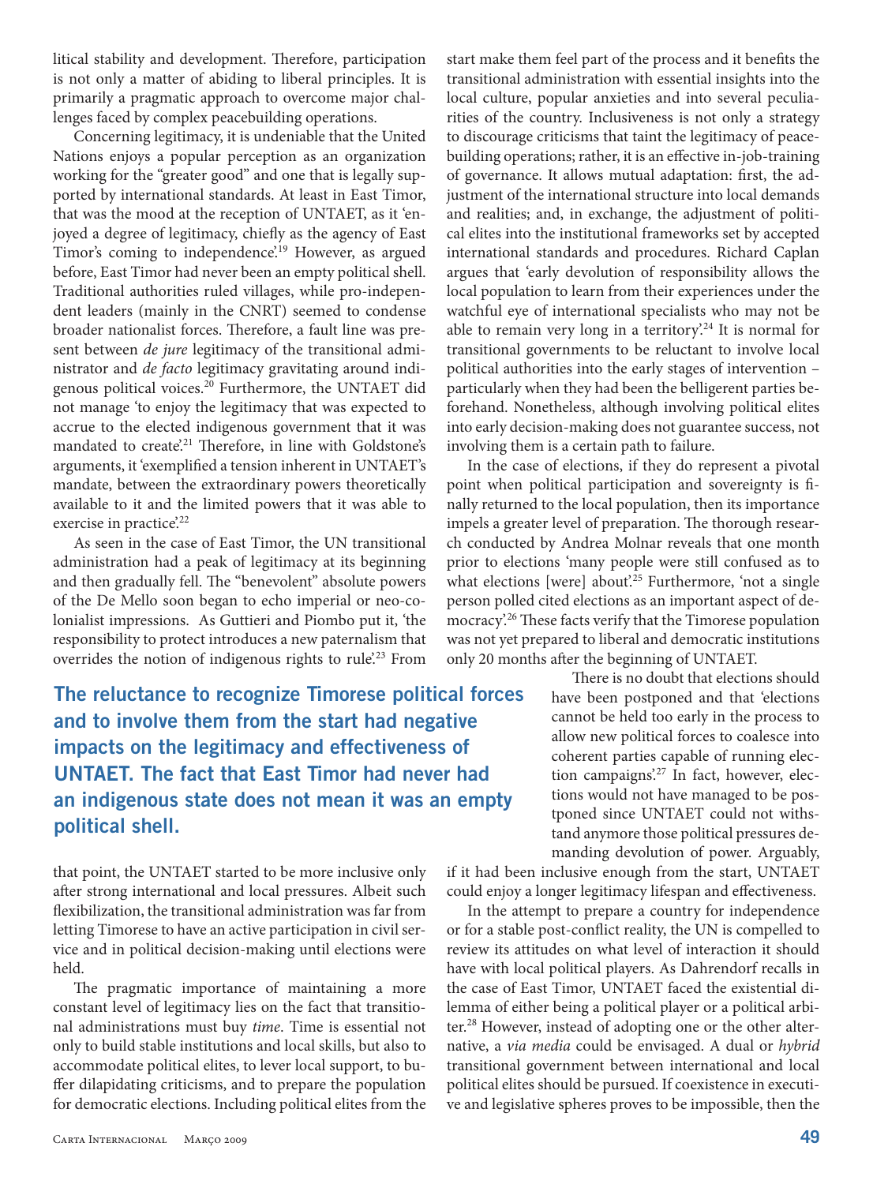litical stability and development. Therefore, participation is not only a matter of abiding to liberal principles. It is primarily a pragmatic approach to overcome major challenges faced by complex peacebuilding operations.

Concerning legitimacy, it is undeniable that the United Nations enjoys a popular perception as an organization working for the "greater good" and one that is legally supported by international standards. At least in East Timor, that was the mood at the reception of UNTAET, as it 'enjoyed a degree of legitimacy, chiefly as the agency of East Timor's coming to independence'.[19] However, as argued before, East Timor had never been an empty political shell. Traditional authorities ruled villages, while pro-independent leaders (mainly in the CNRT) seemed to condense broader nationalist forces. Therefore, a fault line was present between *de jure* legitimacy of the transitional administrator and *de facto* legitimacy gravitating around indigenous political voices.[20] Furthermore, the UNTAET did not manage 'to enjoy the legitimacy that was expected to accrue to the elected indigenous government that it was mandated to create'.[21] Therefore, in line with Goldstone's arguments, it 'exemplified a tension inherent in UNTAET's mandate, between the extraordinary powers theoretically available to it and the limited powers that it was able to exercise in practice'.[22]

As seen in the case of East Timor, the UN transitional administration had a peak of legitimacy at its beginning and then gradually fell. The "benevolent" absolute powers of the De Mello soon began to echo imperial or neo-colonialist impressions. As Guttieri and Piombo put it, 'the responsibility to protect introduces a new paternalism that overrides the notion of indigenous rights to rule'.[23] From that point, the UNTAET started to be more inclusive only after strong international and local pressures. Albeit such flexibilization, the transitional administration was far from letting Timorese to have an active participation in civil service and in political decision-making until elections were held.

**The reluctance to recognize Timorese political forces and to involve them from the start had negative impacts on the legitimacy and effectiveness of UNTAET. The fact that East Timor had never had an indigenous state does not mean it was an empty political shell.**

The pragmatic importance of maintaining a more constant level of legitimacy lies on the fact that transitional administrations must buy *time*. Time is essential not only to build stable institutions and local skills, but also to accommodate political elites, to lever local support, to buffer dilapidating criticisms, and to prepare the population for democratic elections. Including political elites from the start make them feel part of the process and it benefits the transitional administration with essential insights into the local culture, popular anxieties and into several peculiarities of the country. Inclusiveness is not only a strategy to discourage criticisms that taint the legitimacy of peacebuilding operations; rather, it is an effective in-job-training of governance. It allows mutual adaptation: first, the adjustment of the international structure into local demands and realities; and, in exchange, the adjustment of political elites into the institutional frameworks set by accepted international standards and procedures. Richard Caplan argues that 'early devolution of responsibility allows the local population to learn from their experiences under the watchful eye of international specialists who may not be able to remain very long in a territory'.[24] It is normal for transitional governments to be reluctant to involve local political authorities into the early stages of intervention – particularly when they had been the belligerent parties beforehand. Nonetheless, although involving political elites into early decision-making does not guarantee success, not involving them is a certain path to failure.

In the case of elections, if they do represent a pivotal point when political participation and sovereignty is finally returned to the local population, then its importance impels a greater level of preparation. The thorough research conducted by Andrea Molnar reveals that one month prior to elections 'many people were still confused as to what elections [were] about'.[25] Furthermore, 'not a single person polled cited elections as an important aspect of democracy'.[26] These facts verify that the Timorese population was not yet prepared to liberal and democratic institutions only 20 months after the beginning of UNTAET.

There is no doubt that elections should have been postponed and that 'elections cannot be held too early in the process to allow new political forces to coalesce into coherent parties capable of running election campaigns'.[27] In fact, however, elections would not have managed to be postponed since UNTAET could not withstand anymore those political pressures demanding devolution of power. Arguably, if it had been inclusive enough from the start, UNTAET could enjoy a longer legitimacy lifespan and effectiveness.

In the attempt to prepare a country for independence or for a stable post-conflict reality, the UN is compelled to review its attitudes on what level of interaction it should have with local political players. As Dahrendorf recalls in the case of East Timor, UNTAET faced the existential dilemma of either being a political player or a political arbiter.[28] However, instead of adopting one or the other alternative, a *via media* could be envisaged. A dual or *hybrid* transitional government between international and local political elites should be pursued. If coexistence in executive and legislative spheres proves to be impossible, then the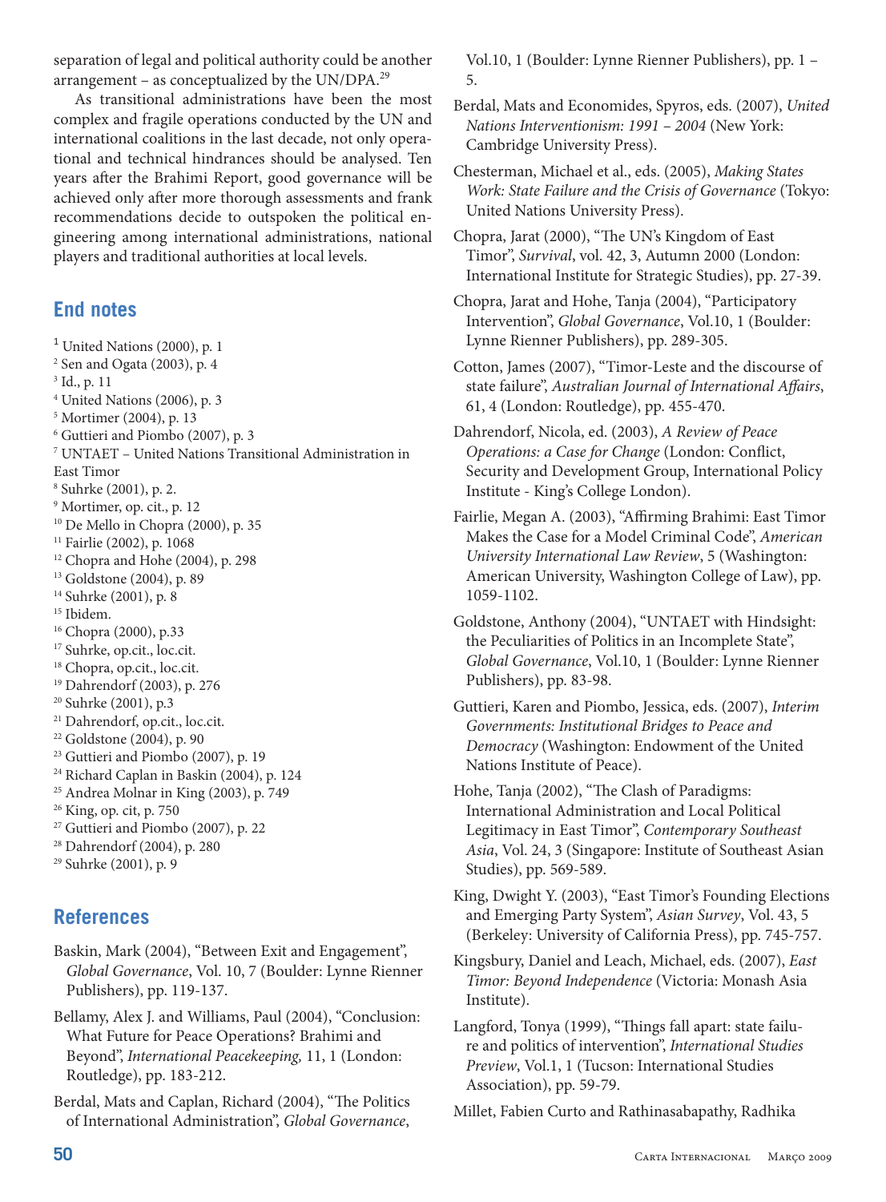separation of legal and political authority could be another arrangement – as conceptualized by the UN/DPA.[29]

As transitional administrations have been the most complex and fragile operations conducted by the UN and international coalitions in the last decade, not only operational and technical hindrances should be analysed. Ten years after the Brahimi Report, good governance will be achieved only after more thorough assessments and frank recommendations decide to outspoken the political engineering among international administrations, national players and traditional authorities at local levels.

## End notes

[1] United Nations (2000), p. 1
[2] Sen and Ogata (2003), p. 4
[3] Id., p. 11
[4] United Nations (2006), p. 3
[5] Mortimer (2004), p. 13
[6] Guttieri and Piombo (2007), p. 3
[7] UNTAET – United Nations Transitional Administration in East Timor
[8] Suhrke (2001), p. 2.
[9] Mortimer, op. cit., p. 12
[10] De Mello in Chopra (2000), p. 35
[11] Fairlie (2002), p. 1068
[12] Chopra and Hohe (2004), p. 298
[13] Goldstone (2004), p. 89
[14] Suhrke (2001), p. 8
[15] Ibidem.
[16] Chopra (2000), p.33
[17] Suhrke, op.cit., loc.cit.
[18] Chopra, op.cit., loc.cit.
[19] Dahrendorf (2003), p. 276
[20] Suhrke (2001), p.3
[21] Dahrendorf, op.cit., loc.cit.
[22] Goldstone (2004), p. 90
[23] Guttieri and Piombo (2007), p. 19
[24] Richard Caplan in Baskin (2004), p. 124
[25] Andrea Molnar in King (2003), p. 749
[26] King, op. cit, p. 750
[27] Guttieri and Piombo (2007), p. 22
[28] Dahrendorf (2004), p. 280
[29] Suhrke (2001), p. 9

## References

Baskin, Mark (2004), "Between Exit and Engagement", *Global Governance*, Vol. 10, 7 (Boulder: Lynne Rienner Publishers), pp. 119-137.

Bellamy, Alex J. and Williams, Paul (2004), "Conclusion: What Future for Peace Operations? Brahimi and Beyond", *International Peacekeeping,* 11, 1 (London: Routledge), pp. 183-212.

Berdal, Mats and Caplan, Richard (2004), "The Politics of International Administration", *Global Governance*, Vol.10, 1 (Boulder: Lynne Rienner Publishers), pp. 1 – 5.

Berdal, Mats and Economides, Spyros, eds. (2007), *United Nations Interventionism: 1991 – 2004* (New York: Cambridge University Press).

Chesterman, Michael et al., eds. (2005), *Making States Work: State Failure and the Crisis of Governance* (Tokyo: United Nations University Press).

Chopra, Jarat (2000), "The UN's Kingdom of East Timor", *Survival*, vol. 42, 3, Autumn 2000 (London: International Institute for Strategic Studies), pp. 27-39.

Chopra, Jarat and Hohe, Tanja (2004), "Participatory Intervention", *Global Governance*, Vol.10, 1 (Boulder: Lynne Rienner Publishers), pp. 289-305.

Cotton, James (2007), "Timor-Leste and the discourse of state failure", *Australian Journal of International Affairs*, 61, 4 (London: Routledge), pp. 455-470.

Dahrendorf, Nicola, ed. (2003), *A Review of Peace Operations: a Case for Change* (London: Conflict, Security and Development Group, International Policy Institute - King's College London).

Fairlie, Megan A. (2003), "Affirming Brahimi: East Timor Makes the Case for a Model Criminal Code", *American University International Law Review*, 5 (Washington: American University, Washington College of Law), pp. 1059-1102.

Goldstone, Anthony (2004), "UNTAET with Hindsight: the Peculiarities of Politics in an Incomplete State", *Global Governance*, Vol.10, 1 (Boulder: Lynne Rienner Publishers), pp. 83-98.

Guttieri, Karen and Piombo, Jessica, eds. (2007), *Interim Governments: Institutional Bridges to Peace and Democracy* (Washington: Endowment of the United Nations Institute of Peace).

Hohe, Tanja (2002), "The Clash of Paradigms: International Administration and Local Political Legitimacy in East Timor", *Contemporary Southeast Asia*, Vol. 24, 3 (Singapore: Institute of Southeast Asian Studies), pp. 569-589.

King, Dwight Y. (2003), "East Timor's Founding Elections and Emerging Party System", *Asian Survey*, Vol. 43, 5 (Berkeley: University of California Press), pp. 745-757.

Kingsbury, Daniel and Leach, Michael, eds. (2007), *East Timor: Beyond Independence* (Victoria: Monash Asia Institute).

Langford, Tonya (1999), "Things fall apart: state failure and politics of intervention", *International Studies Preview*, Vol.1, 1 (Tucson: International Studies Association), pp. 59-79.

Millet, Fabien Curto and Rathinasabapathy, Radhika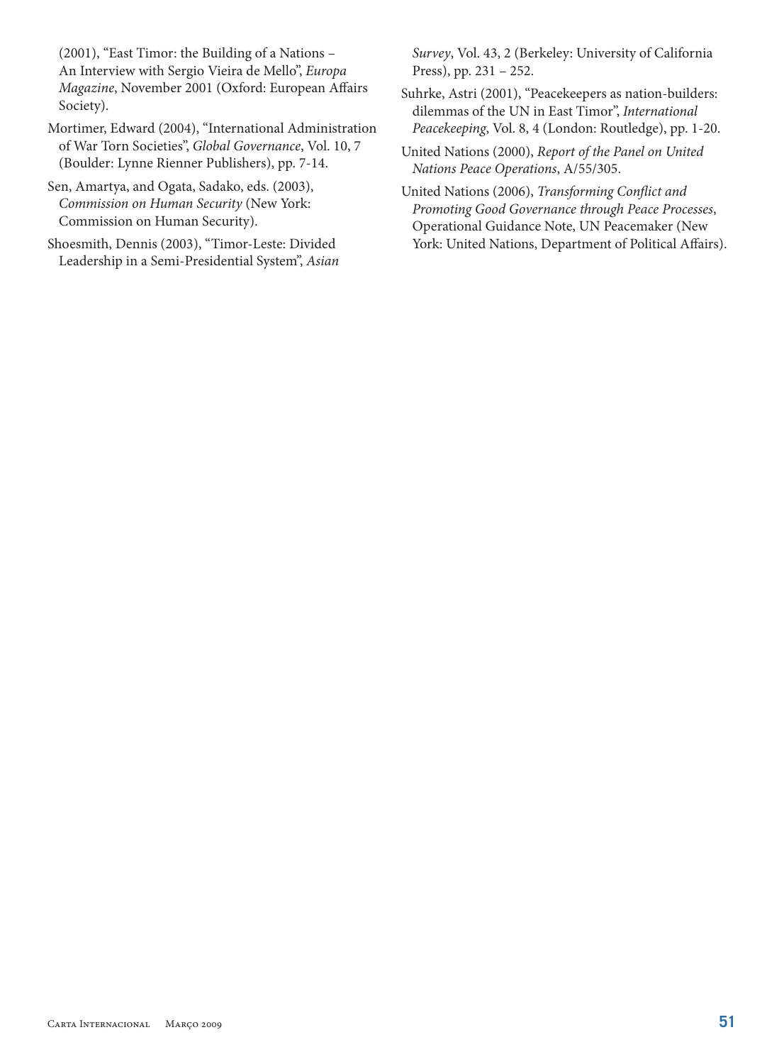(2001), "East Timor: the Building of a Nations – An Interview with Sergio Vieira de Mello", *Europa Magazine*, November 2001 (Oxford: European Affairs Society).

Mortimer, Edward (2004), "International Administration of War Torn Societies", *Global Governance*, Vol. 10, 7 (Boulder: Lynne Rienner Publishers), pp. 7-14.

Sen, Amartya, and Ogata, Sadako, eds. (2003), *Commission on Human Security* (New York: Commission on Human Security).

Shoesmith, Dennis (2003), "Timor-Leste: Divided Leadership in a Semi-Presidential System", *Asian Survey*, Vol. 43, 2 (Berkeley: University of California Press), pp. 231 – 252.

Suhrke, Astri (2001), "Peacekeepers as nation-builders: dilemmas of the UN in East Timor", *International Peacekeeping*, Vol. 8, 4 (London: Routledge), pp. 1-20.

United Nations (2000), *Report of the Panel on United Nations Peace Operations*, A/55/305.

United Nations (2006), *Transforming Conflict and Promoting Good Governance through Peace Processes*, Operational Guidance Note, UN Peacemaker (New York: United Nations, Department of Political Affairs).